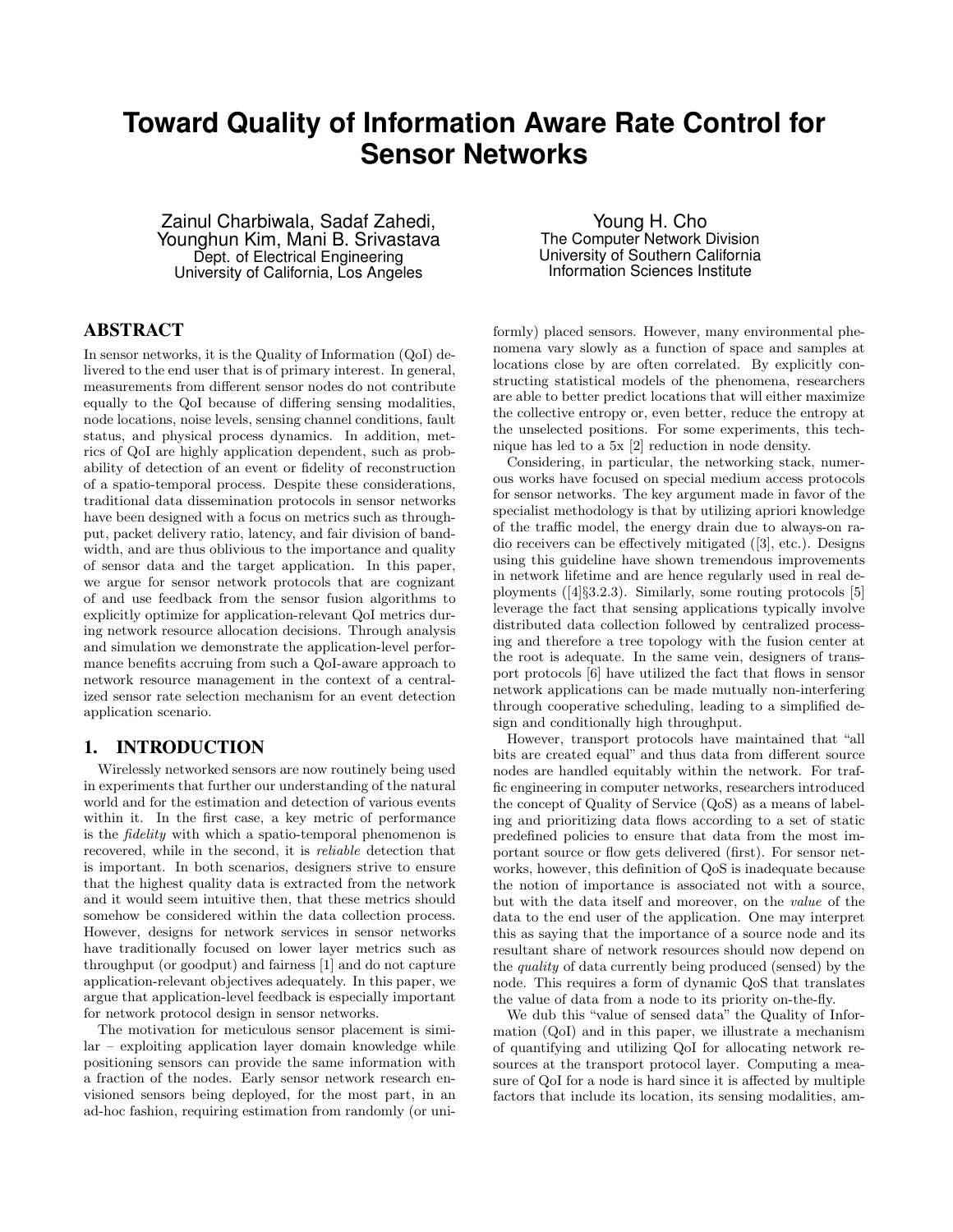# Toward Quality of Information Aware Rate Control for Sensor Networks

Zainul Charbiwala, Sadaf Zahedi, Younghun Kim, Mani B. Srivastava
Dept. of Electrical Engineering
University of California, Los Angeles

Young H. Cho
The Computer Network Division
University of Southern California
Information Sciences Institute

## ABSTRACT

In sensor networks, it is the Quality of Information (QoI) delivered to the end user that is of primary interest. In general, measurements from different sensor nodes do not contribute equally to the QoI because of differing sensing modalities, node locations, noise levels, sensing channel conditions, fault status, and physical process dynamics. In addition, metrics of QoI are highly application dependent, such as probability of detection of an event or fidelity of reconstruction of a spatio-temporal process. Despite these considerations, traditional data dissemination protocols in sensor networks have been designed with a focus on metrics such as throughput, packet delivery ratio, latency, and fair division of bandwidth, and are thus oblivious to the importance and quality of sensor data and the target application. In this paper, we argue for sensor network protocols that are cognizant of and use feedback from the sensor fusion algorithms to explicitly optimize for application-relevant QoI metrics during network resource allocation decisions. Through analysis and simulation we demonstrate the application-level performance benefits accruing from such a QoI-aware approach to network resource management in the context of a centralized sensor rate selection mechanism for an event detection application scenario.

## 1. INTRODUCTION

Wirelessly networked sensors are now routinely being used in experiments that further our understanding of the natural world and for the estimation and detection of various events within it. In the first case, a key metric of performance is the *fidelity* with which a spatio-temporal phenomenon is recovered, while in the second, it is *reliable* detection that is important. In both scenarios, designers strive to ensure that the highest quality data is extracted from the network and it would seem intuitive then, that these metrics should somehow be considered within the data collection process. However, designs for network services in sensor networks have traditionally focused on lower layer metrics such as throughput (or goodput) and fairness [1] and do not capture application-relevant objectives adequately. In this paper, we argue that application-level feedback is especially important for network protocol design in sensor networks.

The motivation for meticulous sensor placement is similar – exploiting application layer domain knowledge while positioning sensors can provide the same information with a fraction of the nodes. Early sensor network research envisioned sensors being deployed, for the most part, in an ad-hoc fashion, requiring estimation from randomly (or uniformly) placed sensors. However, many environmental phenomena vary slowly as a function of space and samples at locations close by are often correlated. By explicitly constructing statistical models of the phenomena, researchers are able to better predict locations that will either maximize the collective entropy or, even better, reduce the entropy at the unselected positions. For some experiments, this technique has led to a 5x [2] reduction in node density.

Considering, in particular, the networking stack, numerous works have focused on special medium access protocols for sensor networks. The key argument made in favor of the specialist methodology is that by utilizing apriori knowledge of the traffic model, the energy drain due to always-on radio receivers can be effectively mitigated ([3], etc.). Designs using this guideline have shown tremendous improvements in network lifetime and are hence regularly used in real deployments ([4]§3.2.3). Similarly, some routing protocols [5] leverage the fact that sensing applications typically involve distributed data collection followed by centralized processing and therefore a tree topology with the fusion center at the root is adequate. In the same vein, designers of transport protocols [6] have utilized the fact that flows in sensor network applications can be made mutually non-interfering through cooperative scheduling, leading to a simplified design and conditionally high throughput.

However, transport protocols have maintained that "all bits are created equal" and thus data from different source nodes are handled equitably within the network. For traffic engineering in computer networks, researchers introduced the concept of Quality of Service (QoS) as a means of labeling and prioritizing data flows according to a set of static predefined policies to ensure that data from the most important source or flow gets delivered (first). For sensor networks, however, this definition of QoS is inadequate because the notion of importance is associated not with a source, but with the data itself and moreover, on the *value* of the data to the end user of the application. One may interpret this as saying that the importance of a source node and its resultant share of network resources should now depend on the *quality* of data currently being produced (sensed) by the node. This requires a form of dynamic QoS that translates the value of data from a node to its priority on-the-fly.

We dub this "value of sensed data" the Quality of Information (QoI) and in this paper, we illustrate a mechanism of quantifying and utilizing QoI for allocating network resources at the transport protocol layer. Computing a measure of QoI for a node is hard since it is affected by multiple factors that include its location, its sensing modalities, am-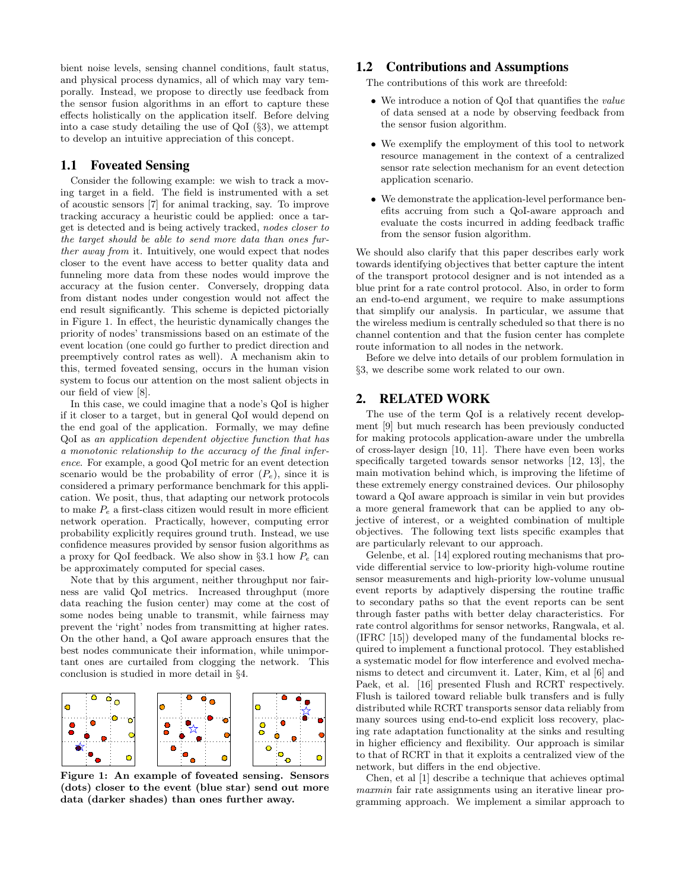bient noise levels, sensing channel conditions, fault status, and physical process dynamics, all of which may vary temporally. Instead, we propose to directly use feedback from the sensor fusion algorithms in an effort to capture these effects holistically on the application itself. Before delving into a case study detailing the use of QoI (§3), we attempt to develop an intuitive appreciation of this concept.

## 1.1 Foveated Sensing

Consider the following example: we wish to track a moving target in a field. The field is instrumented with a set of acoustic sensors [7] for animal tracking, say. To improve tracking accuracy a heuristic could be applied: once a target is detected and is being actively tracked, *nodes closer to the target should be able to send more data than ones further away from* it. Intuitively, one would expect that nodes closer to the event have access to better quality data and funneling more data from these nodes would improve the accuracy at the fusion center. Conversely, dropping data from distant nodes under congestion would not affect the end result significantly. This scheme is depicted pictorially in Figure 1. In effect, the heuristic dynamically changes the priority of nodes' transmissions based on an estimate of the event location (one could go further to predict direction and preemptively control rates as well). A mechanism akin to this, termed foveated sensing, occurs in the human vision system to focus our attention on the most salient objects in our field of view [8].

In this case, we could imagine that a node's QoI is higher if it closer to a target, but in general QoI would depend on the end goal of the application. Formally, we may define QoI as *an application dependent objective function that has a monotonic relationship to the accuracy of the final inference*. For example, a good QoI metric for an event detection scenario would be the probability of error ($P_e$), since it is considered a primary performance benchmark for this application. We posit, thus, that adapting our network protocols to make $P_e$ a first-class citizen would result in more efficient network operation. Practically, however, computing error probability explicitly requires ground truth. Instead, we use confidence measures provided by sensor fusion algorithms as a proxy for QoI feedback. We also show in §3.1 how $P_e$ can be approximately computed for special cases.

Note that by this argument, neither throughput nor fairness are valid QoI metrics. Increased throughput (more data reaching the fusion center) may come at the cost of some nodes being unable to transmit, while fairness may prevent the 'right' nodes from transmitting at higher rates. On the other hand, a QoI aware approach ensures that the best nodes communicate their information, while unimportant ones are curtailed from clogging the network. This conclusion is studied in more detail in §4.

**Figure 1: An example of foveated sensing. Sensors (dots) closer to the event (blue star) send out more data (darker shades) than ones further away.**

## 1.2 Contributions and Assumptions

The contributions of this work are threefold:

- We introduce a notion of QoI that quantifies the *value* of data sensed at a node by observing feedback from the sensor fusion algorithm.
- We exemplify the employment of this tool to network resource management in the context of a centralized sensor rate selection mechanism for an event detection application scenario.
- We demonstrate the application-level performance benefits accruing from such a QoI-aware approach and evaluate the costs incurred in adding feedback traffic from the sensor fusion algorithm.

We should also clarify that this paper describes early work towards identifying objectives that better capture the intent of the transport protocol designer and is not intended as a blue print for a rate control protocol. Also, in order to form an end-to-end argument, we require to make assumptions that simplify our analysis. In particular, we assume that the wireless medium is centrally scheduled so that there is no channel contention and that the fusion center has complete route information to all nodes in the network.

Before we delve into details of our problem formulation in §3, we describe some work related to our own.

# 2. RELATED WORK

The use of the term QoI is a relatively recent development [9] but much research has been previously conducted for making protocols application-aware under the umbrella of cross-layer design [10, 11]. There have even been works specifically targeted towards sensor networks [12, 13], the main motivation behind which, is improving the lifetime of these extremely energy constrained devices. Our philosophy toward a QoI aware approach is similar in vein but provides a more general framework that can be applied to any objective of interest, or a weighted combination of multiple objectives. The following text lists specific examples that are particularly relevant to our approach.

Gelenbe, et al. [14] explored routing mechanisms that provide differential service to low-priority high-volume routine sensor measurements and high-priority low-volume unusual event reports by adaptively dispersing the routine traffic to secondary paths so that the event reports can be sent through faster paths with better delay characteristics. For rate control algorithms for sensor networks, Rangwala, et al. (IFRC [15]) developed many of the fundamental blocks required to implement a functional protocol. They established a systematic model for flow interference and evolved mechanisms to detect and circumvent it. Later, Kim, et al [6] and Paek, et al. [16] presented Flush and RCRT respectively. Flush is tailored toward reliable bulk transfers and is fully distributed while RCRT transports sensor data reliably from many sources using end-to-end explicit loss recovery, placing rate adaptation functionality at the sinks and resulting in higher efficiency and flexibility. Our approach is similar to that of RCRT in that it exploits a centralized view of the network, but differs in the end objective.

Chen, et al [1] describe a technique that achieves optimal *maxmin* fair rate assignments using an iterative linear programming approach. We implement a similar approach to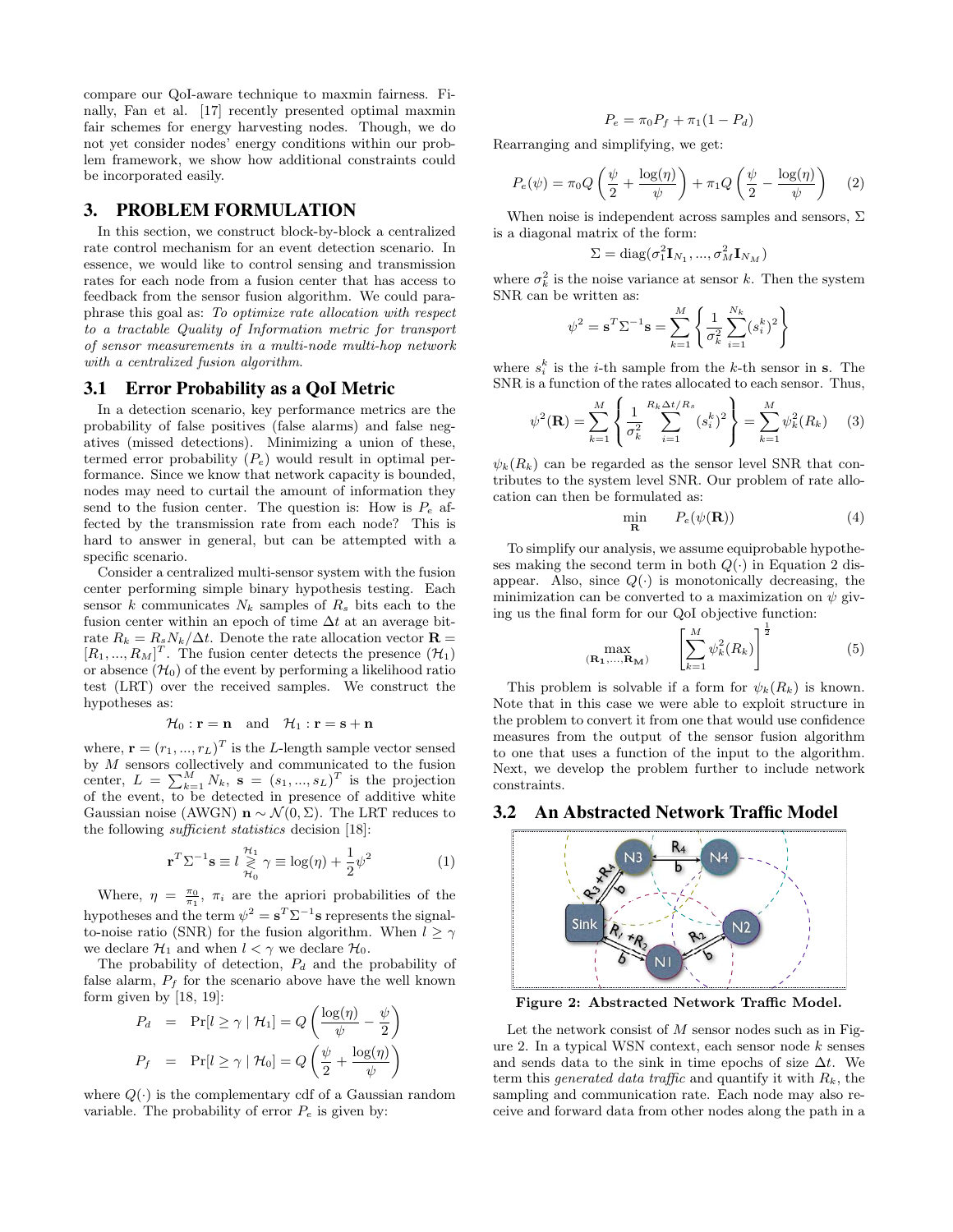compare our QoI-aware technique to maxmin fairness. Finally, Fan et al. [17] recently presented optimal maxmin fair schemes for energy harvesting nodes. Though, we do not yet consider nodes' energy conditions within our problem framework, we show how additional constraints could be incorporated easily.

# 3. PROBLEM FORMULATION

In this section, we construct block-by-block a centralized rate control mechanism for an event detection scenario. In essence, we would like to control sensing and transmission rates for each node from a fusion center that has access to feedback from the sensor fusion algorithm. We could paraphrase this goal as: *To optimize rate allocation with respect to a tractable Quality of Information metric for transport of sensor measurements in a multi-node multi-hop network with a centralized fusion algorithm.*

## 3.1 Error Probability as a QoI Metric

In a detection scenario, key performance metrics are the probability of false positives (false alarms) and false negatives (missed detections). Minimizing a union of these, termed error probability ($P_e$) would result in optimal performance. Since we know that network capacity is bounded, nodes may need to curtail the amount of information they send to the fusion center. The question is: How is $P_e$ affected by the transmission rate from each node? This is hard to answer in general, but can be attempted with a specific scenario.

Consider a centralized multi-sensor system with the fusion center performing simple binary hypothesis testing. Each sensor $k$ communicates $N_k$ samples of $R_s$ bits each to the fusion center within an epoch of time $\Delta t$ at an average bitrate $R_k = R_s N_k / \Delta t$. Denote the rate allocation vector $\mathbf{R} = [R_1, ..., R_M]^T$. The fusion center detects the presence ($\mathcal{H}_1$) or absence ($\mathcal{H}_0$) of the event by performing a likelihood ratio test (LRT) over the received samples. We construct the hypotheses as:

$$\mathcal{H}_0 : \mathbf{r} = \mathbf{n} \quad \text{and} \quad \mathcal{H}_1 : \mathbf{r} = \mathbf{s} + \mathbf{n}$$

where, $\mathbf{r} = (r_1, ..., r_L)^T$ is the $L$-length sample vector sensed by $M$ sensors collectively and communicated to the fusion center, $L = \sum_{k=1}^{M} N_k$, $\mathbf{s} = (s_1, ..., s_L)^T$ is the projection of the event, to be detected in presence of additive white Gaussian noise (AWGN) $\mathbf{n} \sim \mathcal{N}(0, \Sigma)$. The LRT reduces to the following *sufficient statistics* decision [18]:

$$\mathbf{r}^T \Sigma^{-1} \mathbf{s} \equiv l \underset{\mathcal{H}_0}{\overset{\mathcal{H}_1}{\gtrless}} \gamma \equiv \log(\eta) + \frac{1}{2}\psi^2 \qquad (1)$$

Where, $\eta = \frac{\pi_0}{\pi_1}$, $\pi_i$ are the apriori probabilities of the hypotheses and the term $\psi^2 = \mathbf{s}^T \Sigma^{-1} \mathbf{s}$ represents the signal-to-noise ratio (SNR) for the fusion algorithm. When $l \geq \gamma$ we declare $\mathcal{H}_1$ and when $l < \gamma$ we declare $\mathcal{H}_0$.

The probability of detection, $P_d$ and the probability of false alarm, $P_f$ for the scenario above have the well known form given by [18, 19]:

$$P_d = \Pr[l \geq \gamma \mid \mathcal{H}_1] = Q\left(\frac{\log(\eta)}{\psi} - \frac{\psi}{2}\right)$$

$$P_f = \Pr[l \geq \gamma \mid \mathcal{H}_0] = Q\left(\frac{\psi}{2} + \frac{\log(\eta)}{\psi}\right)$$

where $Q(\cdot)$ is the complementary cdf of a Gaussian random variable. The probability of error $P_e$ is given by:

$$P_e = \pi_0 P_f + \pi_1 (1 - P_d)$$

Rearranging and simplifying, we get:

$$P_e(\psi) = \pi_0 Q\left(\frac{\psi}{2} + \frac{\log(\eta)}{\psi}\right) + \pi_1 Q\left(\frac{\psi}{2} - \frac{\log(\eta)}{\psi}\right) \qquad (2)$$

When noise is independent across samples and sensors, $\Sigma$ is a diagonal matrix of the form:

$$\Sigma = \text{diag}(\sigma_1^2 \mathbf{I}_{N_1}, ..., \sigma_M^2 \mathbf{I}_{N_M})$$

where $\sigma_k^2$ is the noise variance at sensor $k$. Then the system SNR can be written as:

$$\psi^2 = \mathbf{s}^T \Sigma^{-1} \mathbf{s} = \sum_{k=1}^{M} \left\{ \frac{1}{\sigma_k^2} \sum_{i=1}^{N_k} (s_i^k)^2 \right\}$$

where $s_i^k$ is the $i$-th sample from the $k$-th sensor in $\mathbf{s}$. The SNR is a function of the rates allocated to each sensor. Thus,

$$\psi^2(\mathbf{R}) = \sum_{k=1}^{M} \left\{ \frac{1}{\sigma_k^2} \sum_{i=1}^{R_k \Delta t / R_s} (s_i^k)^2 \right\} = \sum_{k=1}^{M} \psi_k^2(R_k) \qquad (3)$$

$\psi_k(R_k)$ can be regarded as the sensor level SNR that contributes to the system level SNR. Our problem of rate allocation can then be formulated as:

$$\min_{\mathbf{R}} \qquad P_e(\psi(\mathbf{R})) \qquad (4)$$

To simplify our analysis, we assume equiprobable hypotheses making the second term in both $Q(\cdot)$ in Equation 2 disappear. Also, since $Q(\cdot)$ is monotonically decreasing, the minimization can be converted to a maximization on $\psi$ giving us the final form for our QoI objective function:

$$\max_{(\mathbf{R_1}, ..., \mathbf{R_M})} \qquad \left[ \sum_{k=1}^{M} \psi_k^2(R_k) \right]^{\frac{1}{2}} \qquad (5)$$

This problem is solvable if a form for $\psi_k(R_k)$ is known. Note that in this case we were able to exploit structure in the problem to convert it from one that would use confidence measures from the output of the sensor fusion algorithm to one that uses a function of the input to the algorithm. Next, we develop the problem further to include network constraints.

## 3.2 An Abstracted Network Traffic Model

**Figure 2: Abstracted Network Traffic Model.**

Let the network consist of $M$ sensor nodes such as in Figure 2. In a typical WSN context, each sensor node $k$ senses and sends data to the sink in time epochs of size $\Delta t$. We term this *generated data traffic* and quantify it with $R_k$, the sampling and communication rate. Each node may also receive and forward data from other nodes along the path in a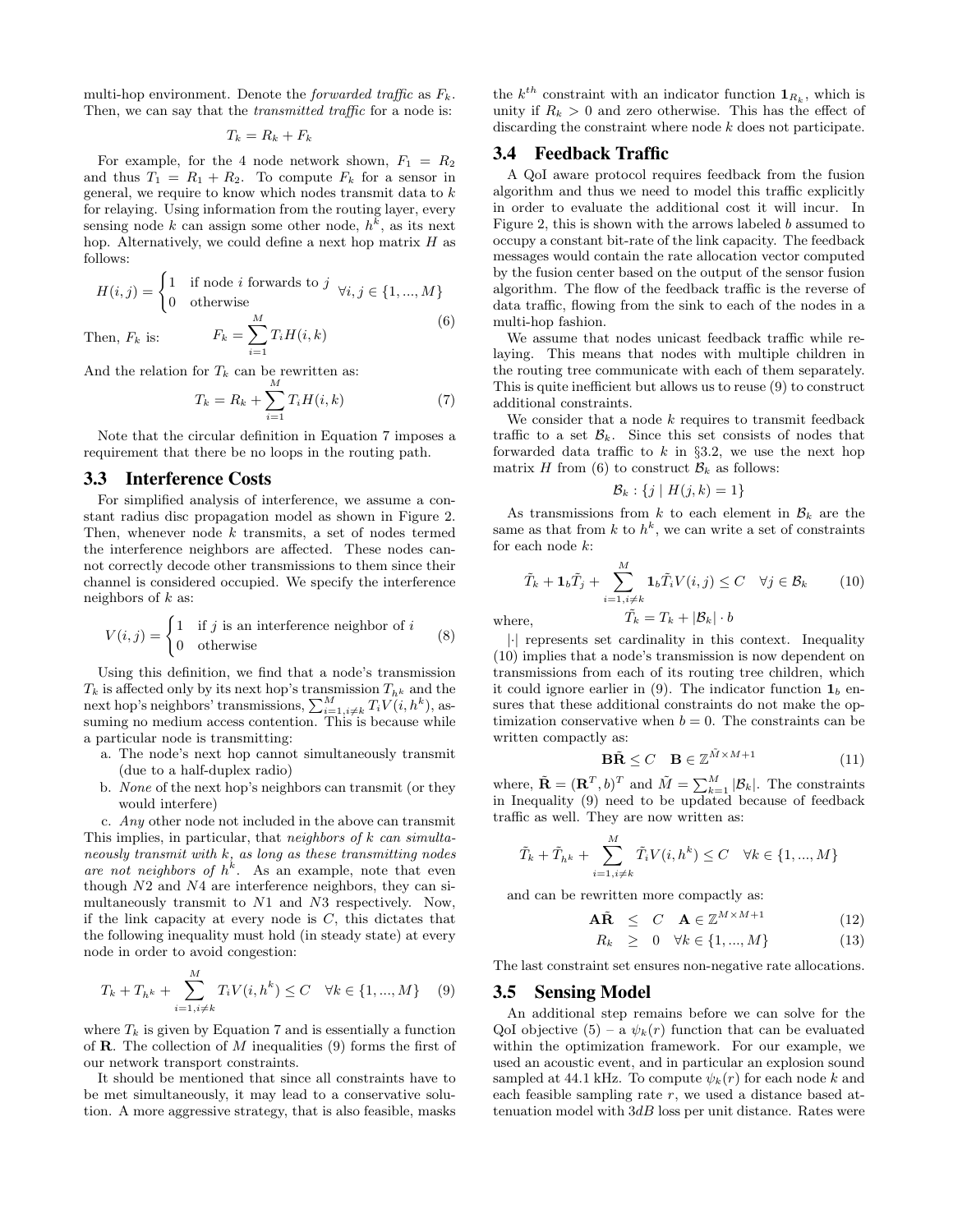multi-hop environment. Denote the *forwarded traffic* as $F_k$. Then, we can say that the *transmitted traffic* for a node is:

$$T_k = R_k + F_k$$

For example, for the 4 node network shown, $F_1 = R_2$ and thus $T_1 = R_1 + R_2$. To compute $F_k$ for a sensor in general, we require to know which nodes transmit data to $k$ for relaying. Using information from the routing layer, every sensing node $k$ can assign some other node, $h^k$, as its next hop. Alternatively, we could define a next hop matrix $H$ as follows:

$$H(i,j) = \begin{cases} 1 & \text{if node } i \text{ forwards to } j \\ 0 & \text{otherwise} \end{cases} \quad \forall i,j \in \{1,...,M\}$$

Then, $F_k$ is:

$$F_k = \sum_{i=1}^{M} T_i H(i,k) \tag{6}$$

And the relation for $T_k$ can be rewritten as:

$$T_k = R_k + \sum_{i=1}^{M} T_i H(i,k) \tag{7}$$

Note that the circular definition in Equation 7 imposes a requirement that there be no loops in the routing path.

## 3.3 Interference Costs

For simplified analysis of interference, we assume a constant radius disc propagation model as shown in Figure 2. Then, whenever node $k$ transmits, a set of nodes termed the interference neighbors are affected. These nodes cannot correctly decode other transmissions to them since their channel is considered occupied. We specify the interference neighbors of $k$ as:

$$V(i,j) = \begin{cases} 1 & \text{if } j \text{ is an interference neighbor of } i \\ 0 & \text{otherwise} \end{cases} \tag{8}$$

Using this definition, we find that a node's transmission $T_k$ is affected only by its next hop's transmission $T_{h^k}$ and the next hop's neighbors' transmissions, $\sum_{i=1,i\neq k}^{M} T_i V(i,h^k)$, assuming no medium access contention. This is because while a particular node is transmitting:

a. The node's next hop cannot simultaneously transmit (due to a half-duplex radio)

b. *None* of the next hop's neighbors can transmit (or they would interfere)

c. *Any* other node not included in the above can transmit

This implies, in particular, that *neighbors of $k$ can simultaneously transmit with $k$, as long as these transmitting nodes are not neighbors of $h^k$.* As an example, note that even though N2 and N4 are interference neighbors, they can simultaneously transmit to N1 and N3 respectively. Now, if the link capacity at every node is $C$, this dictates that the following inequality must hold (in steady state) at every node in order to avoid congestion:

$$T_k + T_{h^k} + \sum_{i=1,i\neq k}^{M} T_i V(i,h^k) \leq C \quad \forall k \in \{1,...,M\} \tag{9}$$

where $T_k$ is given by Equation 7 and is essentially a function of $\mathbf{R}$. The collection of $M$ inequalities (9) forms the first of our network transport constraints.

It should be mentioned that since all constraints have to be met simultaneously, it may lead to a conservative solution. A more aggressive strategy, that is also feasible, masks the $k^{th}$ constraint with an indicator function $\mathbf{1}_{R_k}$, which is unity if $R_k > 0$ and zero otherwise. This has the effect of discarding the constraint where node $k$ does not participate.

## 3.4 Feedback Traffic

A QoI aware protocol requires feedback from the fusion algorithm and thus we need to model this traffic explicitly in order to evaluate the additional cost it will incur. In Figure 2, this is shown with the arrows labeled $b$ assumed to occupy a constant bit-rate of the link capacity. The feedback messages would contain the rate allocation vector computed by the fusion center based on the output of the sensor fusion algorithm. The flow of the feedback traffic is the reverse of data traffic, flowing from the sink to each of the nodes in a multi-hop fashion.

We assume that nodes unicast feedback traffic while relaying. This means that nodes with multiple children in the routing tree communicate with each of them separately. This is quite inefficient but allows us to reuse (9) to construct additional constraints.

We consider that a node $k$ requires to transmit feedback traffic to a set $\mathcal{B}_k$. Since this set consists of nodes that forwarded data traffic to $k$ in §3.2, we use the next hop matrix $H$ from (6) to construct $\mathcal{B}_k$ as follows:

$$\mathcal{B}_k : \{j \mid H(j,k) = 1\}$$

As transmissions from $k$ to each element in $\mathcal{B}_k$ are the same as that from $k$ to $h^k$, we can write a set of constraints for each node $k$:

$$\tilde{T}_k + \mathbf{1}_b \tilde{T}_j + \sum_{i=1,i\neq k}^{M} \mathbf{1}_b \tilde{T}_i V(i,j) \leq C \quad \forall j \in \mathcal{B}_k \tag{10}$$

where,

$$\tilde{T}_k = T_k + |\mathcal{B}_k| \cdot b$$

$|\cdot|$ represents set cardinality in this context. Inequality (10) implies that a node's transmission is now dependent on transmissions from each of its routing tree children, which it could ignore earlier in (9). The indicator function $\mathbf{1}_b$ ensures that these additional constraints do not make the optimization conservative when $b = 0$. The constraints can be written compactly as:

$$\mathbf{B}\tilde{\mathbf{R}} \leq C \quad \mathbf{B} \in \mathbb{Z}^{\tilde{M} \times M+1} \tag{11}$$

where, $\tilde{\mathbf{R}} = (\mathbf{R}^T, b)^T$ and $\tilde{M} = \sum_{k=1}^{M} |\mathcal{B}_k|$. The constraints in Inequality (9) need to be updated because of feedback traffic as well. They are now written as:

$$\tilde{T}_k + \tilde{T}_{h^k} + \sum_{i=1,i\neq k}^{M} \tilde{T}_i V(i,h^k) \leq C \quad \forall k \in \{1,...,M\}$$

and can be rewritten more compactly as:

$$\mathbf{A}\tilde{\mathbf{R}} \leq C \quad \mathbf{A} \in \mathbb{Z}^{M \times M+1} \tag{12}$$

$$R_k \geq 0 \quad \forall k \in \{1,...,M\} \tag{13}$$

The last constraint set ensures non-negative rate allocations.

## 3.5 Sensing Model

An additional step remains before we can solve for the QoI objective (5) – a $\psi_k(r)$ function that can be evaluated within the optimization framework. For our example, we used an acoustic event, and in particular an explosion sound sampled at 44.1 kHz. To compute $\psi_k(r)$ for each node $k$ and each feasible sampling rate $r$, we used a distance based attenuation model with $3dB$ loss per unit distance. Rates were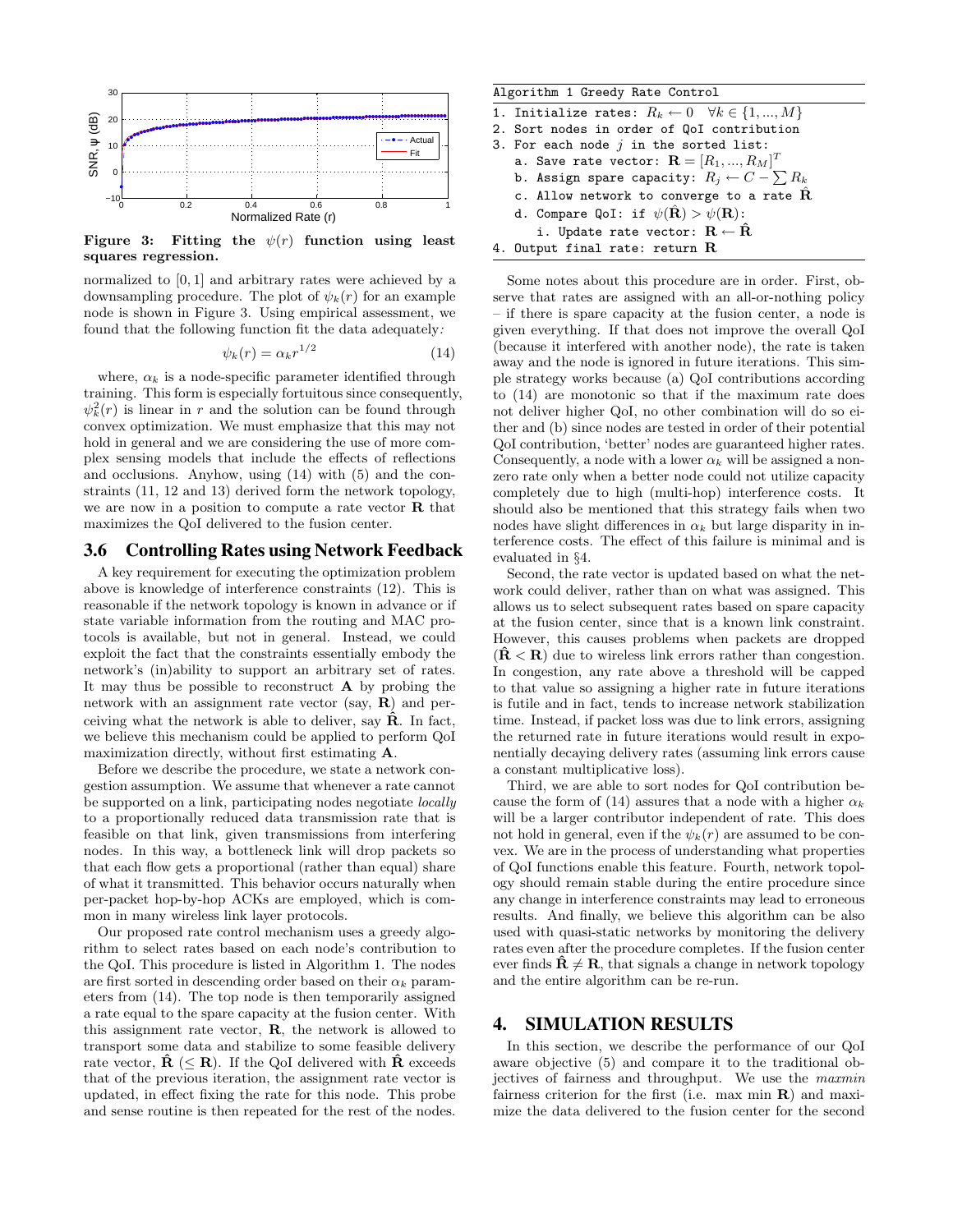Figure 3: Fitting the $\psi(r)$ function using least squares regression.

normalized to $[0, 1]$ and arbitrary rates were achieved by a downsampling procedure. The plot of $\psi_k(r)$ for an example node is shown in Figure 3. Using empirical assessment, we found that the following function fit the data adequately:

$$\psi_k(r) = \alpha_k r^{1/2} \tag{14}$$

where, $\alpha_k$ is a node-specific parameter identified through training. This form is especially fortuitous since consequently, $\psi_k^2(r)$ is linear in $r$ and the solution can be found through convex optimization. We must emphasize that this may not hold in general and we are considering the use of more complex sensing models that include the effects of reflections and occlusions. Anyhow, using (14) with (5) and the constraints (11, 12 and 13) derived form the network topology, we are now in a position to compute a rate vector $\mathbf{R}$ that maximizes the QoI delivered to the fusion center.

## 3.6 Controlling Rates using Network Feedback

A key requirement for executing the optimization problem above is knowledge of interference constraints (12). This is reasonable if the network topology is known in advance or if state variable information from the routing and MAC protocols is available, but not in general. Instead, we could exploit the fact that the constraints essentially embody the network's (in)ability to support an arbitrary set of rates. It may thus be possible to reconstruct $\mathbf{A}$ by probing the network with an assignment rate vector (say, $\mathbf{R}$) and perceiving what the network is able to deliver, say $\hat{\mathbf{R}}$. In fact, we believe this mechanism could be applied to perform QoI maximization directly, without first estimating $\mathbf{A}$.

Before we describe the procedure, we state a network congestion assumption. We assume that whenever a rate cannot be supported on a link, participating nodes negotiate *locally* to a proportionally reduced data transmission rate that is feasible on that link, given transmissions from interfering nodes. In this way, a bottleneck link will drop packets so that each flow gets a proportional (rather than equal) share of what it transmitted. This behavior occurs naturally when per-packet hop-by-hop ACKs are employed, which is common in many wireless link layer protocols.

Our proposed rate control mechanism uses a greedy algorithm to select rates based on each node's contribution to the QoI. This procedure is listed in Algorithm 1. The nodes are first sorted in descending order based on their $\alpha_k$ parameters from (14). The top node is then temporarily assigned a rate equal to the spare capacity at the fusion center. With this assignment rate vector, $\mathbf{R}$, the network is allowed to transport some data and stabilize to some feasible delivery rate vector, $\hat{\mathbf{R}}$ ($\leq \mathbf{R}$). If the QoI delivered with $\hat{\mathbf{R}}$ exceeds that of the previous iteration, the assignment rate vector is updated, in effect fixing the rate for this node. This probe and sense routine is then repeated for the rest of the nodes.

**Algorithm 1** Greedy Rate Control

1. Initialize rates: $R_k \leftarrow 0 \quad \forall k \in \{1, ..., M\}$
2. Sort nodes in order of QoI contribution
3. For each node $j$ in the sorted list:
   a. Save rate vector: $\mathbf{R} = [R_1, ..., R_M]^T$
   b. Assign spare capacity: $R_j \leftarrow C - \sum R_k$
   c. Allow network to converge to a rate $\hat{\mathbf{R}}$
   d. Compare QoI: if $\psi(\hat{\mathbf{R}}) > \psi(\mathbf{R})$:
      i. Update rate vector: $\mathbf{R} \leftarrow \hat{\mathbf{R}}$
4. Output final rate: return $\mathbf{R}$

Some notes about this procedure are in order. First, observe that rates are assigned with an all-or-nothing policy – if there is spare capacity at the fusion center, a node is given everything. If that does not improve the overall QoI (because it interfered with another node), the rate is taken away and the node is ignored in future iterations. This simple strategy works because (a) QoI contributions according to (14) are monotonic so that if the maximum rate does not deliver higher QoI, no other combination will do so either and (b) since nodes are tested in order of their potential QoI contribution, 'better' nodes are guaranteed higher rates. Consequently, a node with a lower $\alpha_k$ will be assigned a non-zero rate only when a better node could not utilize capacity completely due to high (multi-hop) interference costs. It should also be mentioned that this strategy fails when two nodes have slight differences in $\alpha_k$ but large disparity in interference costs. The effect of this failure is minimal and is evaluated in §4.

Second, the rate vector is updated based on what the network could deliver, rather than on what was assigned. This allows us to select subsequent rates based on spare capacity at the fusion center, since that is a known link constraint. However, this causes problems when packets are dropped ($\hat{\mathbf{R}} < \mathbf{R}$) due to wireless link errors rather than congestion. In congestion, any rate above a threshold will be capped to that value so assigning a higher rate in future iterations is futile and in fact, tends to increase network stabilization time. Instead, if packet loss was due to link errors, assigning the returned rate in future iterations would result in exponentially decaying delivery rates (assuming link errors cause a constant multiplicative loss).

Third, we are able to sort nodes for QoI contribution because the form of (14) assures that a node with a higher $\alpha_k$ will be a larger contributor independent of rate. This does not hold in general, even if the $\psi_k(r)$ are assumed to be convex. We are in the process of understanding what properties of QoI functions enable this feature. Fourth, network topology should remain stable during the entire procedure since any change in interference constraints may lead to erroneous results. And finally, we believe this algorithm can be also used with quasi-static networks by monitoring the delivery rates even after the procedure completes. If the fusion center ever finds $\hat{\mathbf{R}} \neq \mathbf{R}$, that signals a change in network topology and the entire algorithm can be re-run.

# 4. SIMULATION RESULTS

In this section, we describe the performance of our QoI aware objective (5) and compare it to the traditional objectives of fairness and throughput. We use the *maxmin* fairness criterion for the first (i.e. max min $\mathbf{R}$) and maximize the data delivered to the fusion center for the second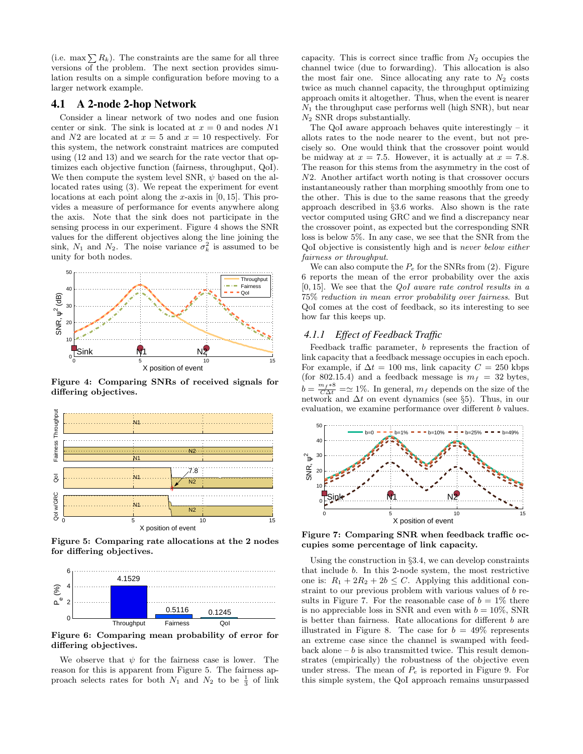(i.e. $\max \sum R_k$). The constraints are the same for all three versions of the problem. The next section provides simulation results on a simple configuration before moving to a larger network example.

### 4.1 A 2-node 2-hop Network

Consider a linear network of two nodes and one fusion center or sink. The sink is located at $x = 0$ and nodes $N1$ and $N2$ are located at $x = 5$ and $x = 10$ respectively. For this system, the network constraint matrices are computed using (12 and 13) and we search for the rate vector that optimizes each objective function (fairness, throughput, QoI). We then compute the system level SNR, $\psi$ based on the allocated rates using (3). We repeat the experiment for event locations at each point along the $x$-axis in $[0, 15]$. This provides a measure of performance for events anywhere along the axis. Note that the sink does not participate in the sensing process in our experiment. Figure 4 shows the SNR values for the different objectives along the line joining the sink, $N_1$ and $N_2$. The noise variance $\sigma_k^2$ is assumed to be unity for both nodes.

**Figure 4: Comparing SNRs of received signals for differing objectives.**

**Figure 5: Comparing rate allocations at the 2 nodes for differing objectives.**

**Figure 6: Comparing mean probability of error for differing objectives.**

We observe that $\psi$ for the fairness case is lower. The reason for this is apparent from Figure 5. The fairness approach selects rates for both $N_1$ and $N_2$ to be $\frac{1}{3}$ of link capacity. This is correct since traffic from $N_2$ occupies the channel twice (due to forwarding). This allocation is also the most fair one. Since allocating any rate to $N_2$ costs twice as much channel capacity, the throughput optimizing approach omits it altogether. Thus, when the event is nearer $N_1$ the throughput case performs well (high SNR), but near $N_2$ SNR drops substantially.

The QoI aware approach behaves quite interestingly – it allots rates to the node nearer to the event, but not precisely so. One would think that the crossover point would be midway at $x = 7.5$. However, it is actually at $x = 7.8$. The reason for this stems from the asymmetry in the cost of $N2$. Another artifact worth noting is that crossover occurs instantaneously rather than morphing smoothly from one to the other. This is due to the same reasons that the greedy approach described in §3.6 works. Also shown is the rate vector computed using GRC and we find a discrepancy near the crossover point, as expected but the corresponding SNR loss is below 5%. In any case, we see that the SNR from the QoI objective is consistently high and is *never below either fairness or throughput*.

We can also compute the $P_e$ for the SNRs from (2). Figure 6 reports the mean of the error probability over the axis $[0, 15]$. We see that the *QoI aware rate control results in a 75% reduction in mean error probability over fairness*. But QoI comes at the cost of feedback, so its interesting to see how far this keeps up.

#### 4.1.1 Effect of Feedback Traffic

Feedback traffic parameter, $b$ represents the fraction of link capacity that a feedback message occupies in each epoch. For example, if $\Delta t = 100$ ms, link capacity $C = 250$ kbps (for 802.15.4) and a feedback message is $m_f = 32$ bytes, $b = \frac{m_f * 8}{C \Delta t} = \simeq 1\%$. In general, $m_f$ depends on the size of the network and $\Delta t$ on event dynamics (see §5). Thus, in our evaluation, we examine performance over different $b$ values.

**Figure 7: Comparing SNR when feedback traffic occupies some percentage of link capacity.**

Using the construction in §3.4, we can develop constraints that include $b$. In this 2-node system, the most restrictive one is: $R_1 + 2R_2 + 2b \leq C$. Applying this additional constraint to our previous problem with various values of $b$ results in Figure 7. For the reasonable case of $b = 1\%$ there is no appreciable loss in SNR and even with $b = 10\%$, SNR is better than fairness. Rate allocations for different $b$ are illustrated in Figure 8. The case for $b = 49\%$ represents an extreme case since the channel is swamped with feedback alone – $b$ is also transmitted twice. This result demonstrates (empirically) the robustness of the objective even under stress. The mean of $P_e$ is reported in Figure 9. For this simple system, the QoI approach remains unsurpassed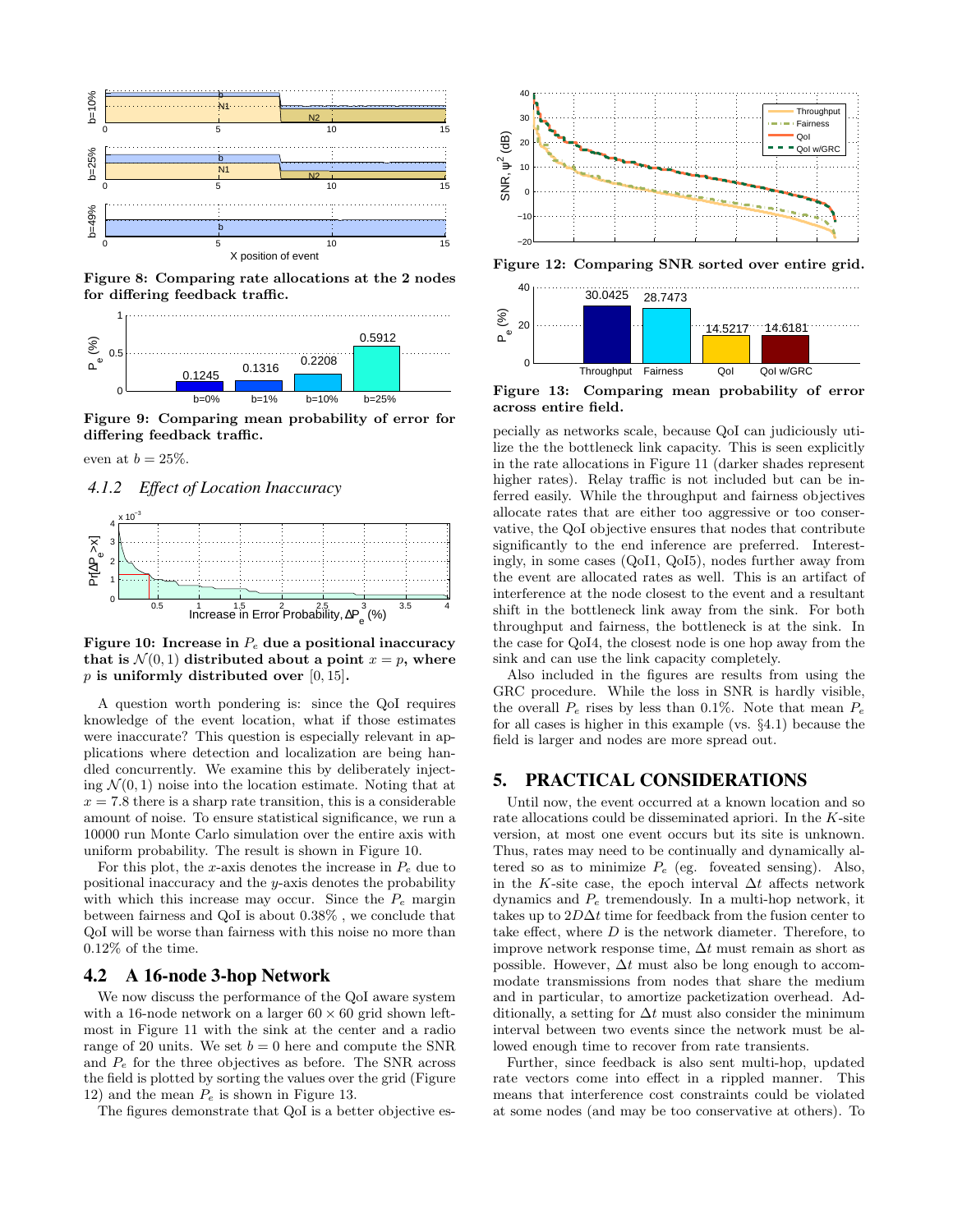Figure 8: Comparing rate allocations at the 2 nodes for differing feedback traffic.

Figure 9: Comparing mean probability of error for differing feedback traffic.

even at $b = 25\%$.

### 4.1.2 Effect of Location Inaccuracy

Figure 10: Increase in $P_e$ due a positional inaccuracy that is $\mathcal{N}(0,1)$ distributed about a point $x = p$, where $p$ is uniformly distributed over $[0, 15]$.

A question worth pondering is: since the QoI requires knowledge of the event location, what if those estimates were inaccurate? This question is especially relevant in applications where detection and localization are being handled concurrently. We examine this by deliberately injecting $\mathcal{N}(0,1)$ noise into the location estimate. Noting that at $x = 7.8$ there is a sharp rate transition, this is a considerable amount of noise. To ensure statistical significance, we run a 10000 run Monte Carlo simulation over the entire axis with uniform probability. The result is shown in Figure 10.

For this plot, the $x$-axis denotes the increase in $P_e$ due to positional inaccuracy and the $y$-axis denotes the probability with which this increase may occur. Since the $P_e$ margin between fairness and QoI is about 0.38% , we conclude that QoI will be worse than fairness with this noise no more than 0.12% of the time.

## 4.2 A 16-node 3-hop Network

We now discuss the performance of the QoI aware system with a 16-node network on a larger $60 \times 60$ grid shown leftmost in Figure 11 with the sink at the center and a radio range of 20 units. We set $b = 0$ here and compute the SNR and $P_e$ for the three objectives as before. The SNR across the field is plotted by sorting the values over the grid (Figure 12) and the mean $P_e$ is shown in Figure 13.

The figures demonstrate that QoI is a better objective especially as networks scale, because QoI can judiciously utilize the the bottleneck link capacity. This is seen explicitly in the rate allocations in Figure 11 (darker shades represent higher rates). Relay traffic is not included but can be inferred easily. While the throughput and fairness objectives allocate rates that are either too aggressive or too conservative, the QoI objective ensures that nodes that contribute significantly to the end inference are preferred. Interestingly, in some cases (QoI1, QoI5), nodes further away from the event are allocated rates as well. This is an artifact of interference at the node closest to the event and a resultant shift in the bottleneck link away from the sink. For both throughput and fairness, the bottleneck is at the sink. In the case for QoI4, the closest node is one hop away from the sink and can use the link capacity completely.

Figure 12: Comparing SNR sorted over entire grid.

Figure 13: Comparing mean probability of error across entire field.

Also included in the figures are results from using the GRC procedure. While the loss in SNR is hardly visible, the overall $P_e$ rises by less than 0.1%. Note that mean $P_e$ for all cases is higher in this example (vs. §4.1) because the field is larger and nodes are more spread out.

# 5. PRACTICAL CONSIDERATIONS

Until now, the event occurred at a known location and so rate allocations could be disseminated apriori. In the $K$-site version, at most one event occurs but its site is unknown. Thus, rates may need to be continually and dynamically altered so as to minimize $P_e$ (eg. foveated sensing). Also, in the $K$-site case, the epoch interval $\Delta t$ affects network dynamics and $P_e$ tremendously. In a multi-hop network, it takes up to $2D\Delta t$ time for feedback from the fusion center to take effect, where $D$ is the network diameter. Therefore, to improve network response time, $\Delta t$ must remain as short as possible. However, $\Delta t$ must also be long enough to accommodate transmissions from nodes that share the medium and in particular, to amortize packetization overhead. Additionally, a setting for $\Delta t$ must also consider the minimum interval between two events since the network must be allowed enough time to recover from rate transients.

Further, since feedback is also sent multi-hop, updated rate vectors come into effect in a rippled manner. This means that interference cost constraints could be violated at some nodes (and may be too conservative at others). To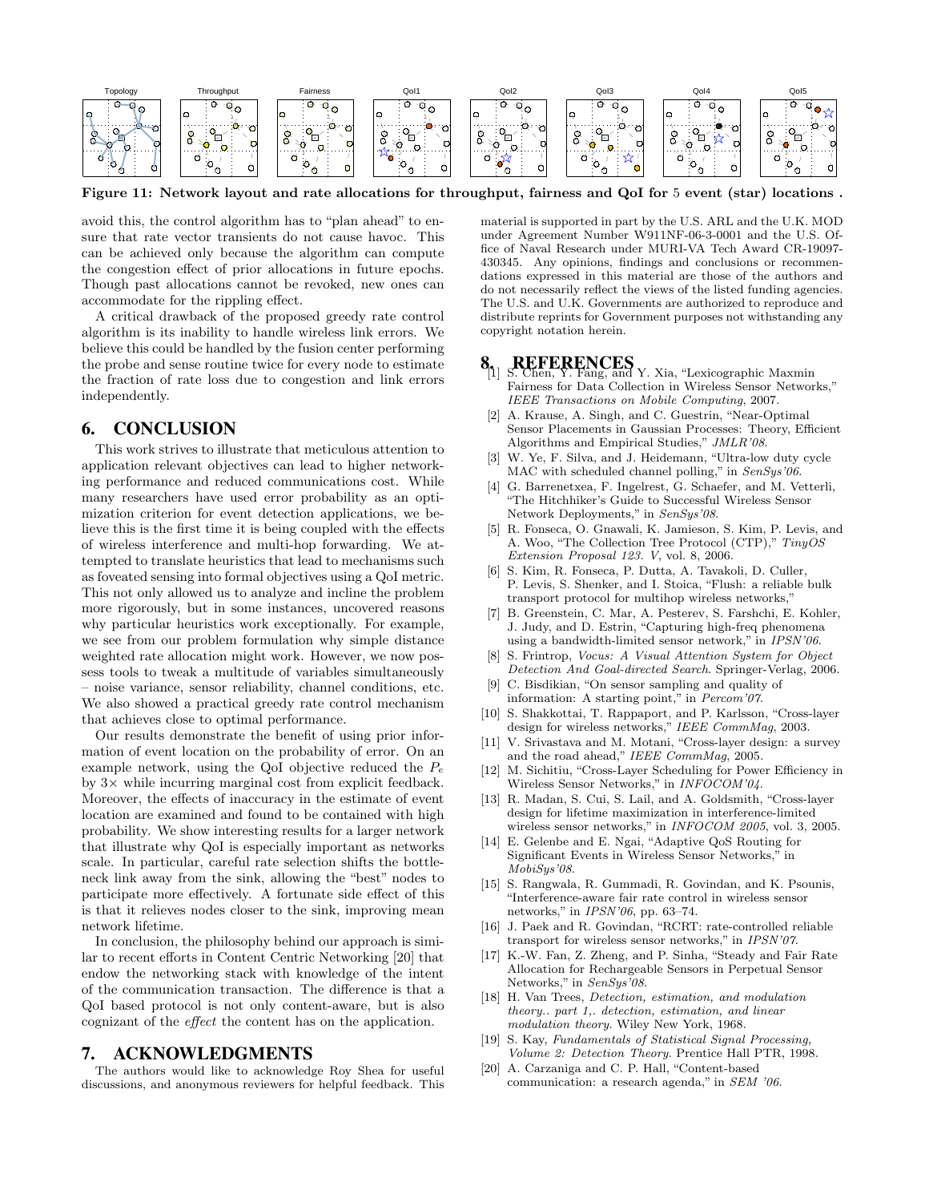Topology

Throughput

Fairness

QoI1

QoI2

QoI3

QoI4

QoI5

**Figure 11: Network layout and rate allocations for throughput, fairness and QoI for 5 event (star) locations .**

avoid this, the control algorithm has to "plan ahead" to ensure that rate vector transients do not cause havoc. This can be achieved only because the algorithm can compute the congestion effect of prior allocations in future epochs. Though past allocations cannot be revoked, new ones can accommodate for the rippling effect.

A critical drawback of the proposed greedy rate control algorithm is its inability to handle wireless link errors. We believe this could be handled by the fusion center performing the probe and sense routine twice for every node to estimate the fraction of rate loss due to congestion and link errors independently.

## 6. CONCLUSION

This work strives to illustrate that meticulous attention to application relevant objectives can lead to higher networking performance and reduced communications cost. While many researchers have used error probability as an optimization criterion for event detection applications, we believe this is the first time it is being coupled with the effects of wireless interference and multi-hop forwarding. We attempted to translate heuristics that lead to mechanisms such as foveated sensing into formal objectives using a QoI metric. This not only allowed us to analyze and incline the problem more rigorously, but in some instances, uncovered reasons why particular heuristics work exceptionally. For example, we see from our problem formulation why simple distance weighted rate allocation might work. However, we now possess tools to tweak a multitude of variables simultaneously – noise variance, sensor reliability, channel conditions, etc. We also showed a practical greedy rate control mechanism that achieves close to optimal performance.

Our results demonstrate the benefit of using prior information of event location on the probability of error. On an example network, using the QoI objective reduced the $P_e$ by 3× while incurring marginal cost from explicit feedback. Moreover, the effects of inaccuracy in the estimate of event location are examined and found to be contained with high probability. We show interesting results for a larger network that illustrate why QoI is especially important as networks scale. In particular, careful rate selection shifts the bottleneck link away from the sink, allowing the "best" nodes to participate more effectively. A fortunate side effect of this is that it relieves nodes closer to the sink, improving mean network lifetime.

In conclusion, the philosophy behind our approach is similar to recent efforts in Content Centric Networking [20] that endow the networking stack with knowledge of the intent of the communication transaction. The difference is that a QoI based protocol is not only content-aware, but is also cognizant of the *effect* the content has on the application.

## 7. ACKNOWLEDGMENTS

The authors would like to acknowledge Roy Shea for useful discussions, and anonymous reviewers for helpful feedback. This material is supported in part by the U.S. ARL and the U.K. MOD under Agreement Number W911NF-06-3-0001 and the U.S. Office of Naval Research under MURI-VA Tech Award CR-19097-430345. Any opinions, findings and conclusions or recommendations expressed in this material are those of the authors and do not necessarily reflect the views of the listed funding agencies. The U.S. and U.K. Governments are authorized to reproduce and distribute reprints for Government purposes not withstanding any copyright notation herein.

## 8. REFERENCES

[1] S. Chen, Y. Fang, and Y. Xia, "Lexicographic Maxmin Fairness for Data Collection in Wireless Sensor Networks," *IEEE Transactions on Mobile Computing*, 2007.

[2] A. Krause, A. Singh, and C. Guestrin, "Near-Optimal Sensor Placements in Gaussian Processes: Theory, Efficient Algorithms and Empirical Studies," *JMLR'08*.

[3] W. Ye, F. Silva, and J. Heidemann, "Ultra-low duty cycle MAC with scheduled channel polling," in *SenSys'06*.

[4] G. Barrenetxea, F. Ingelrest, G. Schaefer, and M. Vetterli, "The Hitchhiker's Guide to Successful Wireless Sensor Network Deployments," in *SenSys'08*.

[5] R. Fonseca, O. Gnawali, K. Jamieson, S. Kim, P. Levis, and A. Woo, "The Collection Tree Protocol (CTP)," *TinyOS Extension Proposal 123. V*, vol. 8, 2006.

[6] S. Kim, R. Fonseca, P. Dutta, A. Tavakoli, D. Culler, P. Levis, S. Shenker, and I. Stoica, "Flush: a reliable bulk transport protocol for multihop wireless networks,"

[7] B. Greenstein, C. Mar, A. Pesterev, S. Farshchi, E. Kohler, J. Judy, and D. Estrin, "Capturing high-freq phenomena using a bandwidth-limited sensor network," in *IPSN'06*.

[8] S. Frintrop, *Vocus: A Visual Attention System for Object Detection And Goal-directed Search*. Springer-Verlag, 2006.

[9] C. Bisdikian, "On sensor sampling and quality of information: A starting point," in *Percom'07*.

[10] S. Shakkottai, T. Rappaport, and P. Karlsson, "Cross-layer design for wireless networks," *IEEE CommMag*, 2003.

[11] V. Srivastava and M. Motani, "Cross-layer design: a survey and the road ahead," *IEEE CommMag*, 2005.

[12] M. Sichitiu, "Cross-Layer Scheduling for Power Efficiency in Wireless Sensor Networks," in *INFOCOM'04*.

[13] R. Madan, S. Cui, S. Lail, and A. Goldsmith, "Cross-layer design for lifetime maximization in interference-limited wireless sensor networks," in *INFOCOM 2005*, vol. 3, 2005.

[14] E. Gelenbe and E. Ngai, "Adaptive QoS Routing for Significant Events in Wireless Sensor Networks," in *MobiSys'08*.

[15] S. Rangwala, R. Gummadi, R. Govindan, and K. Psounis, "Interference-aware fair rate control in wireless sensor networks," in *IPSN'06*, pp. 63–74.

[16] J. Paek and R. Govindan, "RCRT: rate-controlled reliable transport for wireless sensor networks," in *IPSN'07*.

[17] K.-W. Fan, Z. Zheng, and P. Sinha, "Steady and Fair Rate Allocation for Rechargeable Sensors in Perpetual Sensor Networks," in *SenSys'08*.

[18] H. Van Trees, *Detection, estimation, and modulation theory.. part 1,. detection, estimation, and linear modulation theory*. Wiley New York, 1968.

[19] S. Kay, *Fundamentals of Statistical Signal Processing, Volume 2: Detection Theory*. Prentice Hall PTR, 1998.

[20] A. Carzaniga and C. P. Hall, "Content-based communication: a research agenda," in *SEM '06*.